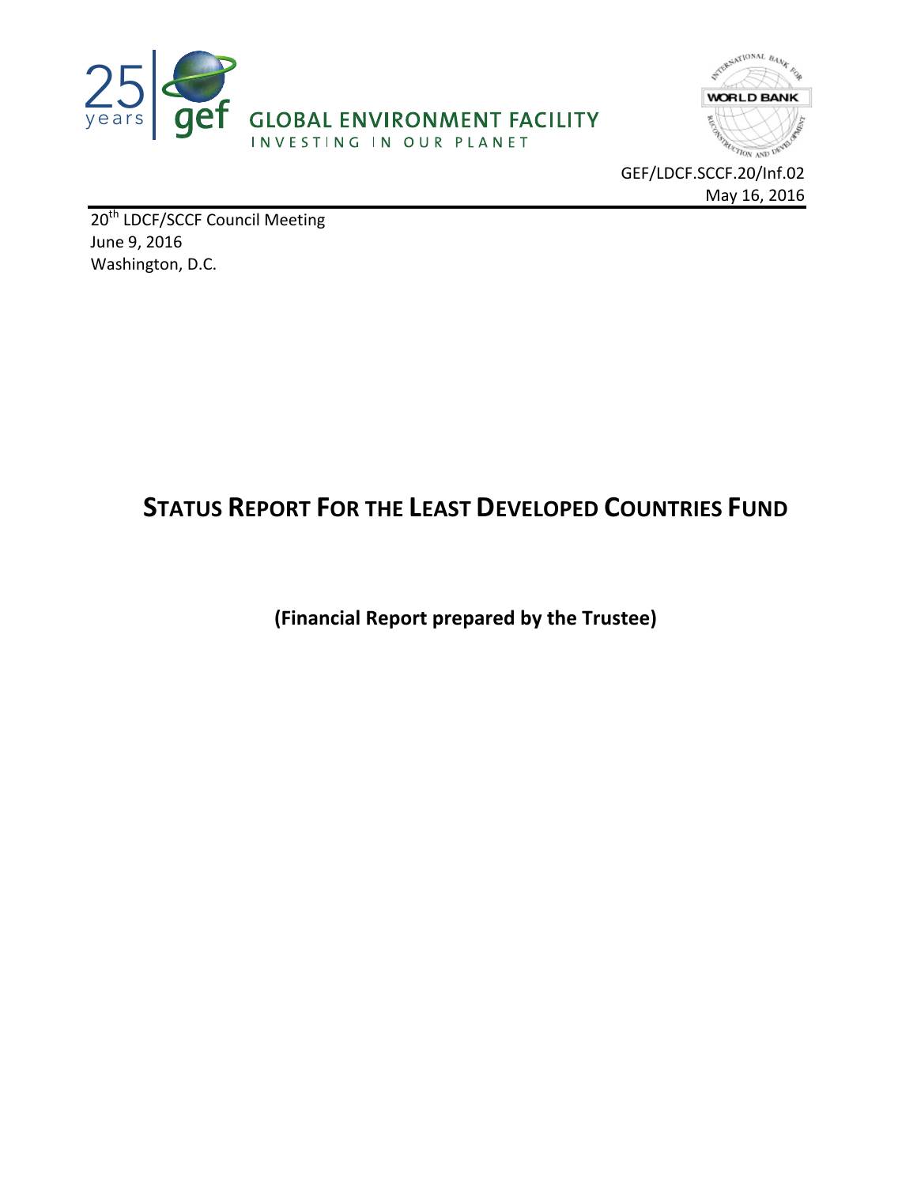GLOBAL ENVIRONMENT FACILITY

INVESTING IN OUR PLANET

GEF/LDCF.SCCF.20/Inf.02

May 16, 2016

20th LDCF/SCCF Council Meeting

June 9, 2016

Washington, D.C.

# STATUS REPORT FOR THE LEAST DEVELOPED COUNTRIES FUND

**(Financial Report prepared by the Trustee)**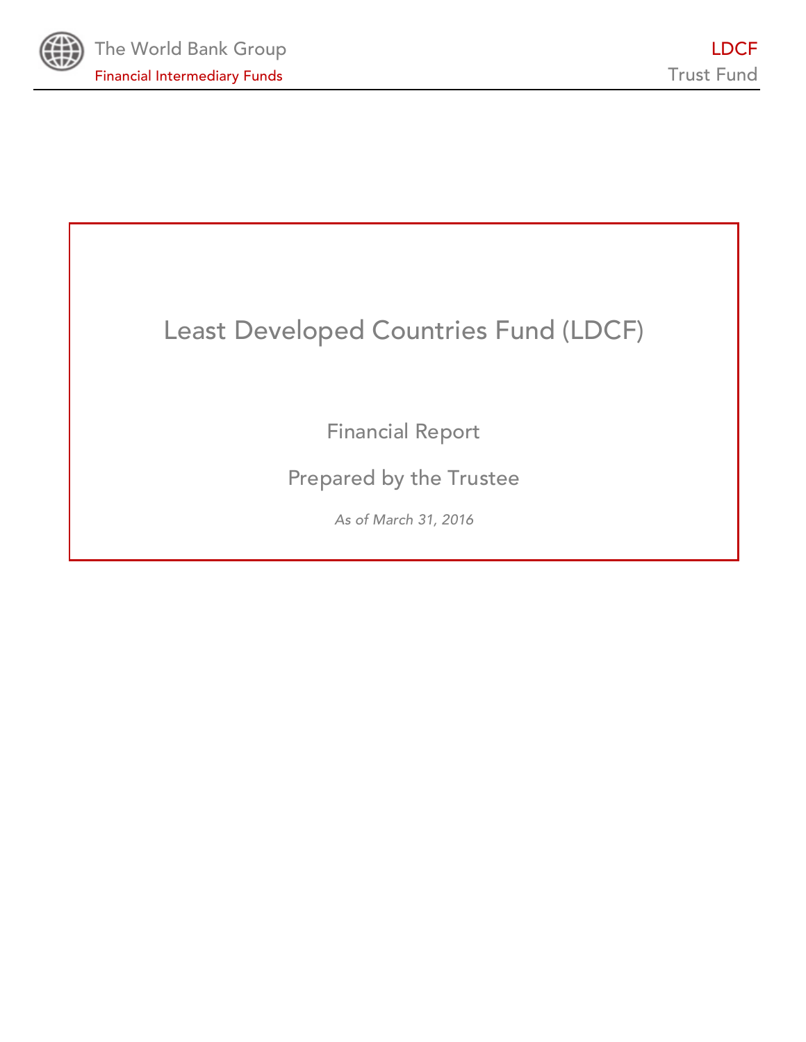# Least Developed Countries Fund (LDCF)

Financial Report

Prepared by the Trustee

*As of March 31, 2016*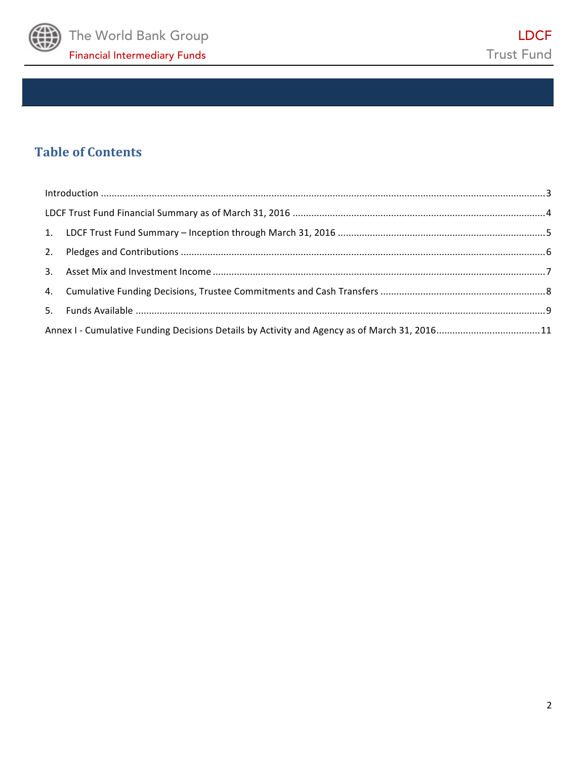# Table of Contents

Introduction ....................................................................................................................................................3

LDCF Trust Fund Financial Summary as of March 31, 2016 ..............................................................................4

1. LDCF Trust Fund Summary – Inception through March 31, 2016 ...............................................................5
2. Pledges and Contributions .........................................................................................................................6
3. Asset Mix and Investment Income ............................................................................................................7
4. Cumulative Funding Decisions, Trustee Commitments and Cash Transfers ...............................................8
5. Funds Available ..........................................................................................................................................9

Annex I - Cumulative Funding Decisions Details by Activity and Agency as of March 31, 2016.......................................11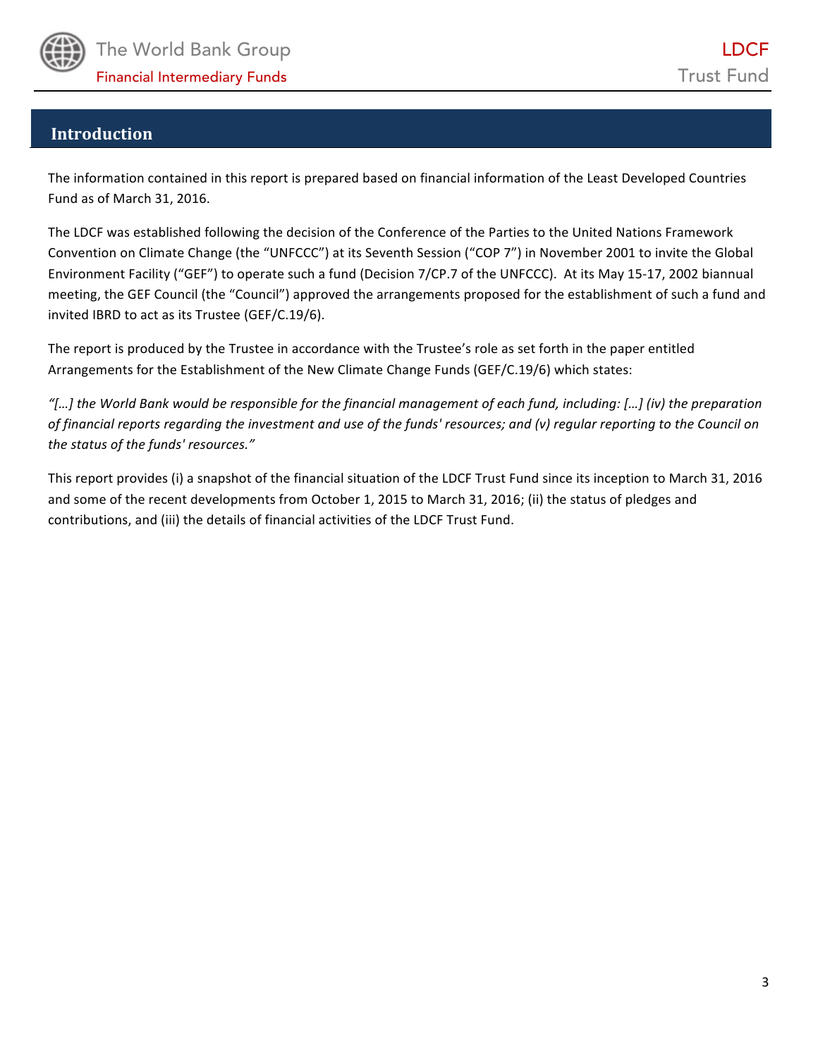## Introduction

The information contained in this report is prepared based on financial information of the Least Developed Countries Fund as of March 31, 2016.

The LDCF was established following the decision of the Conference of the Parties to the United Nations Framework Convention on Climate Change (the "UNFCCC") at its Seventh Session ("COP 7") in November 2001 to invite the Global Environment Facility ("GEF") to operate such a fund (Decision 7/CP.7 of the UNFCCC). At its May 15-17, 2002 biannual meeting, the GEF Council (the "Council") approved the arrangements proposed for the establishment of such a fund and invited IBRD to act as its Trustee (GEF/C.19/6).

The report is produced by the Trustee in accordance with the Trustee's role as set forth in the paper entitled Arrangements for the Establishment of the New Climate Change Funds (GEF/C.19/6) which states:

*"[…] the World Bank would be responsible for the financial management of each fund, including: […] (iv) the preparation of financial reports regarding the investment and use of the funds' resources; and (v) regular reporting to the Council on the status of the funds' resources."*

This report provides (i) a snapshot of the financial situation of the LDCF Trust Fund since its inception to March 31, 2016 and some of the recent developments from October 1, 2015 to March 31, 2016; (ii) the status of pledges and contributions, and (iii) the details of financial activities of the LDCF Trust Fund.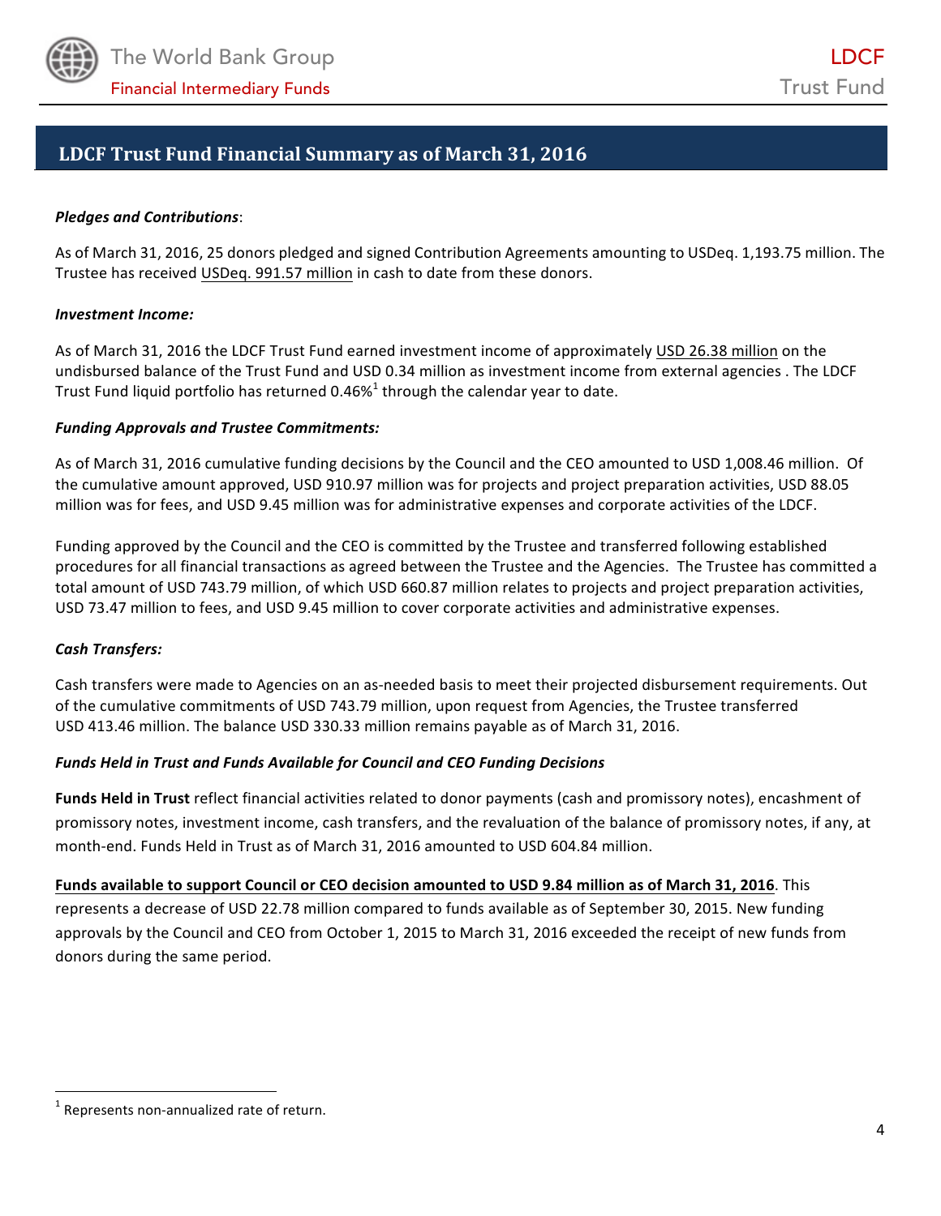## LDCF Trust Fund Financial Summary as of March 31, 2016

***Pledges and Contributions***:

As of March 31, 2016, 25 donors pledged and signed Contribution Agreements amounting to USDeq. 1,193.75 million. The Trustee has received USDeq. 991.57 million in cash to date from these donors.

***Investment Income:***

As of March 31, 2016 the LDCF Trust Fund earned investment income of approximately USD 26.38 million on the undisbursed balance of the Trust Fund and USD 0.34 million as investment income from external agencies . The LDCF Trust Fund liquid portfolio has returned 0.46%[1] through the calendar year to date.

***Funding Approvals and Trustee Commitments:***

As of March 31, 2016 cumulative funding decisions by the Council and the CEO amounted to USD 1,008.46 million. Of the cumulative amount approved, USD 910.97 million was for projects and project preparation activities, USD 88.05 million was for fees, and USD 9.45 million was for administrative expenses and corporate activities of the LDCF.

Funding approved by the Council and the CEO is committed by the Trustee and transferred following established procedures for all financial transactions as agreed between the Trustee and the Agencies. The Trustee has committed a total amount of USD 743.79 million, of which USD 660.87 million relates to projects and project preparation activities, USD 73.47 million to fees, and USD 9.45 million to cover corporate activities and administrative expenses.

***Cash Transfers:***

Cash transfers were made to Agencies on an as-needed basis to meet their projected disbursement requirements. Out of the cumulative commitments of USD 743.79 million, upon request from Agencies, the Trustee transferred USD 413.46 million. The balance USD 330.33 million remains payable as of March 31, 2016.

***Funds Held in Trust and Funds Available for Council and CEO Funding Decisions***

**Funds Held in Trust** reflect financial activities related to donor payments (cash and promissory notes), encashment of promissory notes, investment income, cash transfers, and the revaluation of the balance of promissory notes, if any, at month-end. Funds Held in Trust as of March 31, 2016 amounted to USD 604.84 million.

**Funds available to support Council or CEO decision amounted to USD 9.84 million as of March 31, 2016**. This represents a decrease of USD 22.78 million compared to funds available as of September 30, 2015. New funding approvals by the Council and CEO from October 1, 2015 to March 31, 2016 exceeded the receipt of new funds from donors during the same period.

[1] Represents non-annualized rate of return.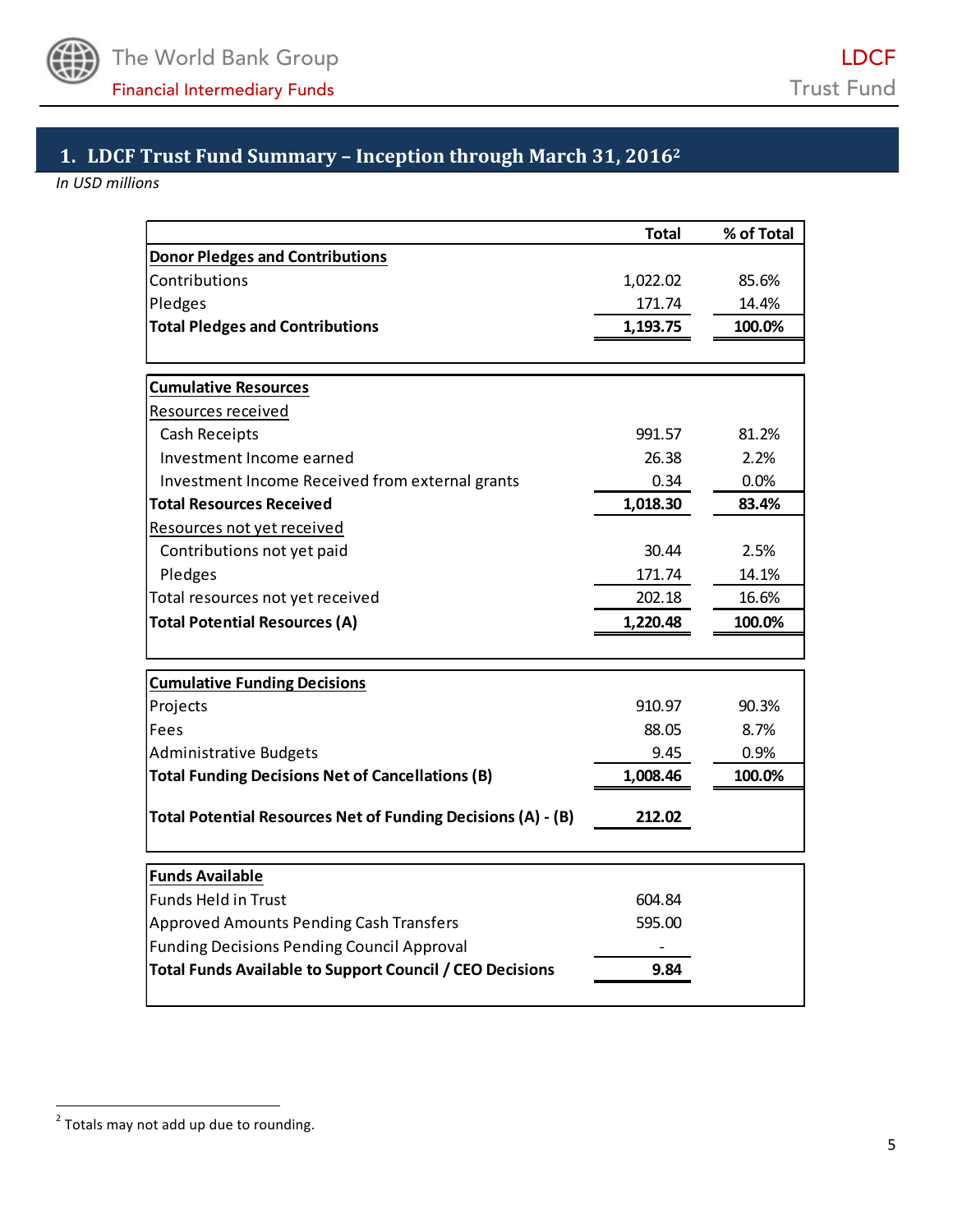## 1. LDCF Trust Fund Summary – Inception through March 31, 2016[2]

*In USD millions*

| | Total | % of Total |
|---|---|---|
| **Donor Pledges and Contributions** | | |
| Contributions | 1,022.02 | 85.6% |
| Pledges | 171.74 | 14.4% |
| **Total Pledges and Contributions** | **1,193.75** | **100.0%** |
| | | |
| **Cumulative Resources** | | |
| Resources received | | |
| Cash Receipts | 991.57 | 81.2% |
| Investment Income earned | 26.38 | 2.2% |
| Investment Income Received from external grants | 0.34 | 0.0% |
| **Total Resources Received** | **1,018.30** | **83.4%** |
| Resources not yet received | | |
| Contributions not yet paid | 30.44 | 2.5% |
| Pledges | 171.74 | 14.1% |
| Total resources not yet received | 202.18 | 16.6% |
| **Total Potential Resources (A)** | **1,220.48** | **100.0%** |
| | | |
| **Cumulative Funding Decisions** | | |
| Projects | 910.97 | 90.3% |
| Fees | 88.05 | 8.7% |
| Administrative Budgets | 9.45 | 0.9% |
| **Total Funding Decisions Net of Cancellations (B)** | **1,008.46** | **100.0%** |
| **Total Potential Resources Net of Funding Decisions (A) - (B)** | **212.02** | |
| | | |
| **Funds Available** | | |
| Funds Held in Trust | 604.84 | |
| Approved Amounts Pending Cash Transfers | 595.00 | |
| Funding Decisions Pending Council Approval | - | |
| **Total Funds Available to Support Council / CEO Decisions** | **9.84** | |

[2] Totals may not add up due to rounding.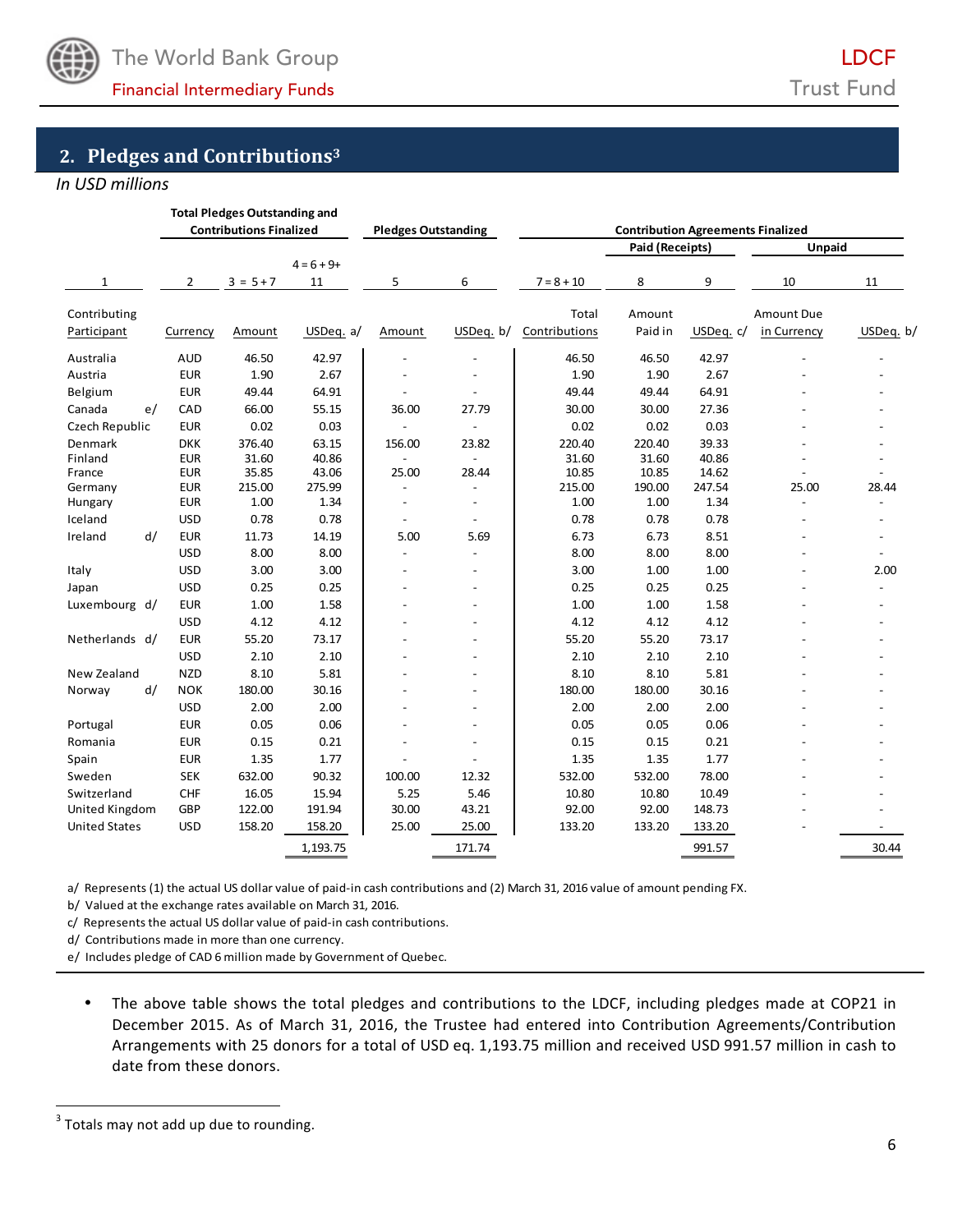## 2. Pledges and Contributions[3]

*In USD millions*

| | | Total Pledges Outstanding and Contributions Finalized | | Pledges Outstanding | | Contribution Agreements Finalized | | | | |
|---|---|---|---|---|---|---|---|---|---|---|
| | | | | | | | Paid (Receipts) | | Unpaid | |
| | | | 4 = 6 + 9+ | | | | | | | |
| 1 | 2 | 3 = 5 + 7 | 11 | 5 | 6 | 7 = 8 + 10 | 8 | 9 | 10 | 11 |
| Contributing Participant | Currency | Amount | USDeq. a/ | Amount | USDeq. b/ | Total Contributions | Amount Paid in | USDeq. c/ | Amount Due in Currency | USDeq. b/ |
| Australia | AUD | 46.50 | 42.97 | - | - | 46.50 | 46.50 | 42.97 | - | - |
| Austria | EUR | 1.90 | 2.67 | - | - | 1.90 | 1.90 | 2.67 | - | - |
| Belgium | EUR | 49.44 | 64.91 | - | - | 49.44 | 49.44 | 64.91 | - | - |
| Canada e/ | CAD | 66.00 | 55.15 | 36.00 | 27.79 | 30.00 | 30.00 | 27.36 | - | - |
| Czech Republic | EUR | 0.02 | 0.03 | - | - | 0.02 | 0.02 | 0.03 | - | - |
| Denmark | DKK | 376.40 | 63.15 | 156.00 | 23.82 | 220.40 | 220.40 | 39.33 | - | - |
| Finland | EUR | 31.60 | 40.86 | - | - | 31.60 | 31.60 | 40.86 | - | - |
| France | EUR | 35.85 | 43.06 | 25.00 | 28.44 | 10.85 | 10.85 | 14.62 | - | - |
| Germany | EUR | 215.00 | 275.99 | - | - | 215.00 | 190.00 | 247.54 | 25.00 | 28.44 |
| Hungary | EUR | 1.00 | 1.34 | - | - | 1.00 | 1.00 | 1.34 | - | - |
| Iceland | USD | 0.78 | 0.78 | - | - | 0.78 | 0.78 | 0.78 | - | - |
| Ireland d/ | EUR | 11.73 | 14.19 | 5.00 | 5.69 | 6.73 | 6.73 | 8.51 | - | - |
| | USD | 8.00 | 8.00 | - | - | 8.00 | 8.00 | 8.00 | - | - |
| Italy | USD | 3.00 | 3.00 | - | - | 3.00 | 1.00 | 1.00 | - | 2.00 |
| Japan | USD | 0.25 | 0.25 | - | - | 0.25 | 0.25 | 0.25 | - | - |
| Luxembourg d/ | EUR | 1.00 | 1.58 | - | - | 1.00 | 1.00 | 1.58 | - | - |
| | USD | 4.12 | 4.12 | - | - | 4.12 | 4.12 | 4.12 | - | - |
| Netherlands d/ | EUR | 55.20 | 73.17 | - | - | 55.20 | 55.20 | 73.17 | - | - |
| | USD | 2.10 | 2.10 | - | - | 2.10 | 2.10 | 2.10 | - | - |
| New Zealand | NZD | 8.10 | 5.81 | - | - | 8.10 | 8.10 | 5.81 | - | - |
| Norway d/ | NOK | 180.00 | 30.16 | - | - | 180.00 | 180.00 | 30.16 | - | - |
| | USD | 2.00 | 2.00 | - | - | 2.00 | 2.00 | 2.00 | - | - |
| Portugal | EUR | 0.05 | 0.06 | - | - | 0.05 | 0.05 | 0.06 | - | - |
| Romania | EUR | 0.15 | 0.21 | - | - | 0.15 | 0.15 | 0.21 | - | - |
| Spain | EUR | 1.35 | 1.77 | - | - | 1.35 | 1.35 | 1.77 | - | - |
| Sweden | SEK | 632.00 | 90.32 | 100.00 | 12.32 | 532.00 | 532.00 | 78.00 | - | - |
| Switzerland | CHF | 16.05 | 15.94 | 5.25 | 5.46 | 10.80 | 10.80 | 10.49 | - | - |
| United Kingdom | GBP | 122.00 | 191.94 | 30.00 | 43.21 | 92.00 | 92.00 | 148.73 | - | - |
| United States | USD | 158.20 | 158.20 | 25.00 | 25.00 | 133.20 | 133.20 | 133.20 | - | - |
| | | | 1,193.75 | | 171.74 | | | 991.57 | | 30.44 |

a/ Represents (1) the actual US dollar value of paid-in cash contributions and (2) March 31, 2016 value of amount pending FX.
b/ Valued at the exchange rates available on March 31, 2016.
c/ Represents the actual US dollar value of paid-in cash contributions.
d/ Contributions made in more than one currency.
e/ Includes pledge of CAD 6 million made by Government of Quebec.

- The above table shows the total pledges and contributions to the LDCF, including pledges made at COP21 in December 2015. As of March 31, 2016, the Trustee had entered into Contribution Agreements/Contribution Arrangements with 25 donors for a total of USD eq. 1,193.75 million and received USD 991.57 million in cash to date from these donors.

[3] Totals may not add up due to rounding.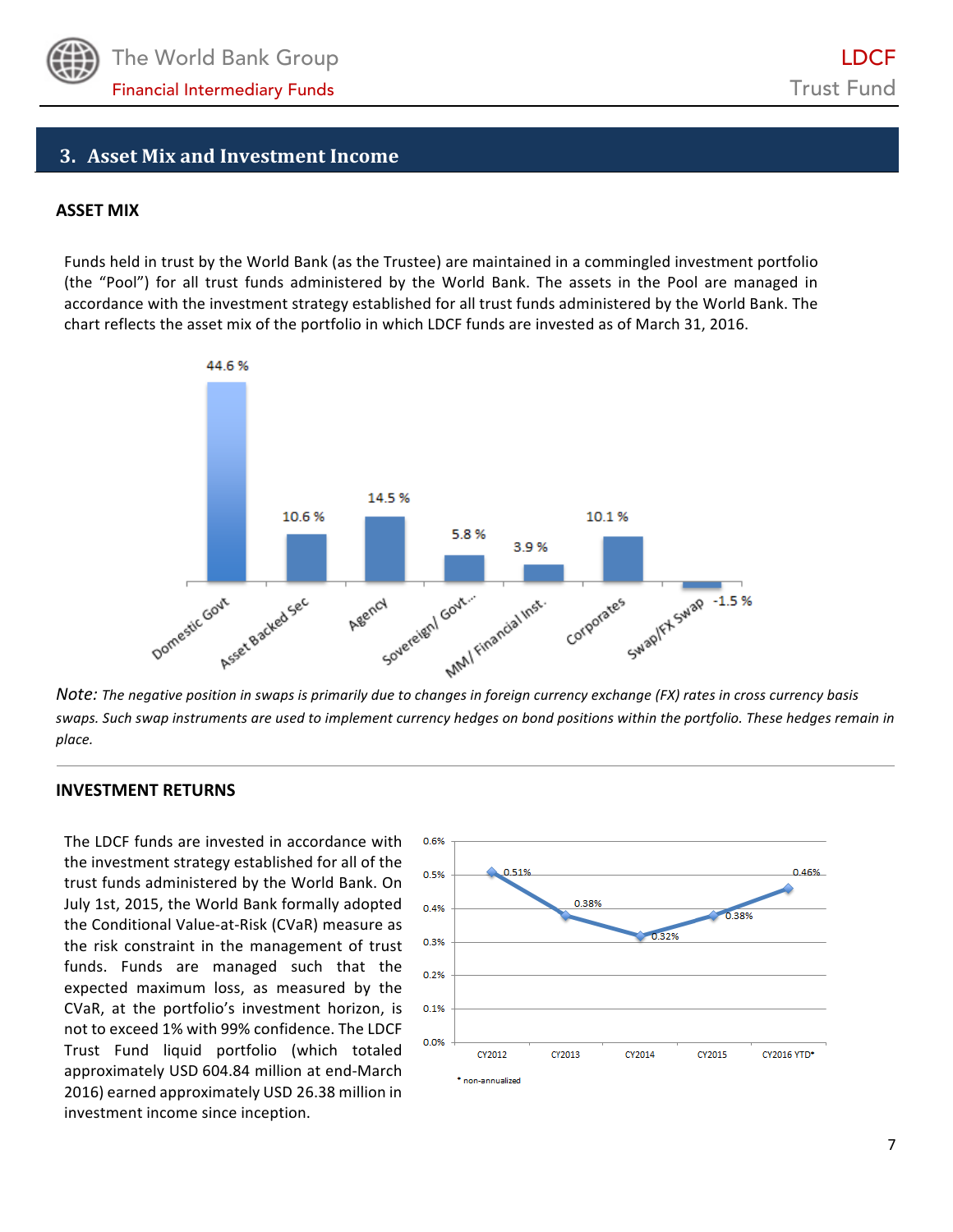## 3. Asset Mix and Investment Income

### ASSET MIX

Funds held in trust by the World Bank (as the Trustee) are maintained in a commingled investment portfolio (the "Pool") for all trust funds administered by the World Bank. The assets in the Pool are managed in accordance with the investment strategy established for all trust funds administered by the World Bank. The chart reflects the asset mix of the portfolio in which LDCF funds are invested as of March 31, 2016.

| Asset Class | Share |
|---|---|
| Domestic Govt | 44.6 % |
| Asset Backed Sec | 10.6 % |
| Agency | 14.5 % |
| Sovereign/ Govt... | 5.8 % |
| MM/ Financial Inst. | 3.9 % |
| Corporates | 10.1 % |
| Swap/FX Swap | -1.5 % |

*Note: The negative position in swaps is primarily due to changes in foreign currency exchange (FX) rates in cross currency basis swaps. Such swap instruments are used to implement currency hedges on bond positions within the portfolio. These hedges remain in place.*

### INVESTMENT RETURNS

The LDCF funds are invested in accordance with the investment strategy established for all of the trust funds administered by the World Bank. On July 1st, 2015, the World Bank formally adopted the Conditional Value-at-Risk (CVaR) measure as the risk constraint in the management of trust funds. Funds are managed such that the expected maximum loss, as measured by the CVaR, at the portfolio's investment horizon, is not to exceed 1% with 99% confidence. The LDCF Trust Fund liquid portfolio (which totaled approximately USD 604.84 million at end-March 2016) earned approximately USD 26.38 million in investment income since inception.

| Year | Return |
|---|---|
| CY2012 | 0.51% |
| CY2013 | 0.38% |
| CY2014 | 0.32% |
| CY2015 | 0.38% |
| CY2016 YTD* | 0.46% |

* non-annualized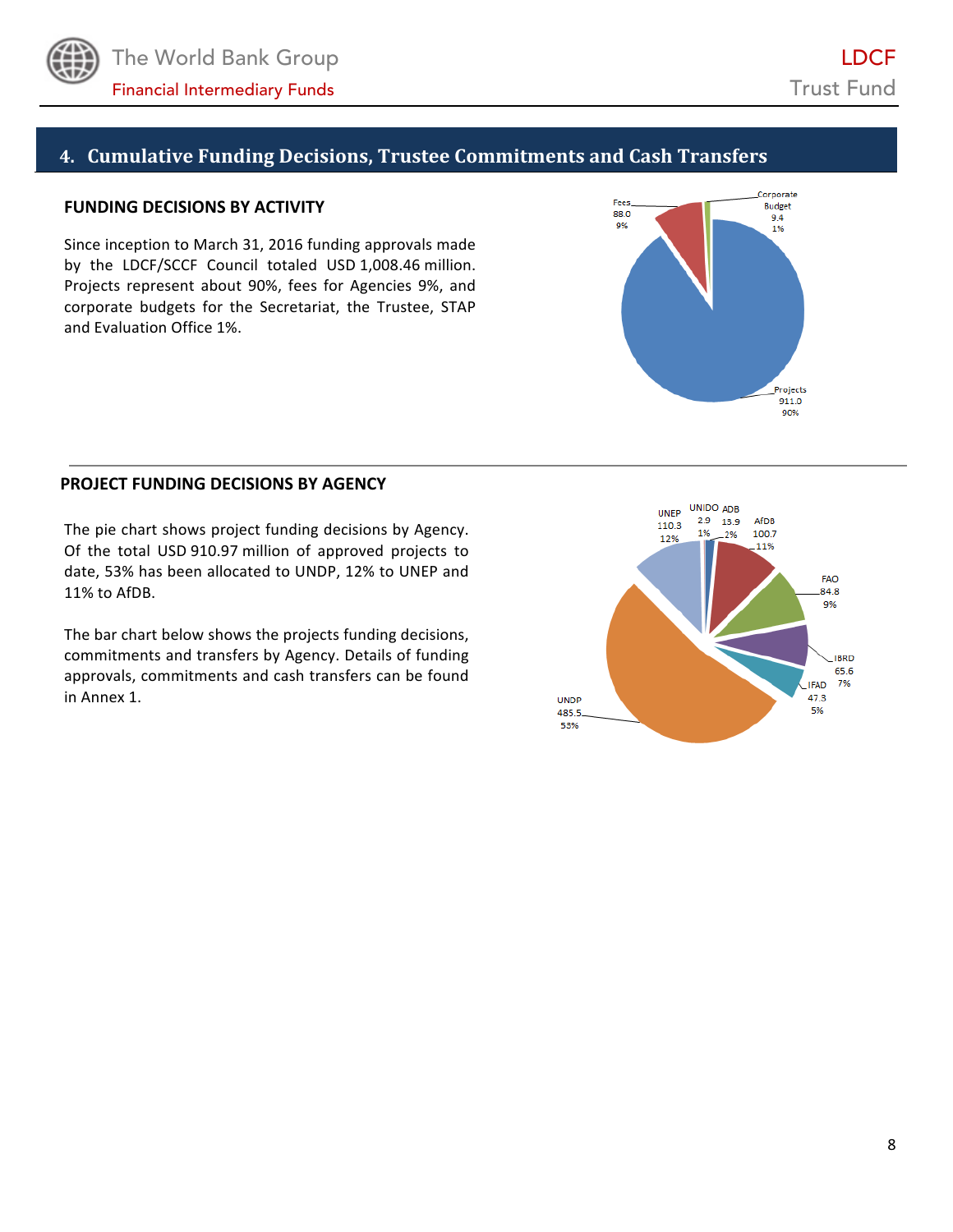## 4. Cumulative Funding Decisions, Trustee Commitments and Cash Transfers

### FUNDING DECISIONS BY ACTIVITY

Since inception to March 31, 2016 funding approvals made by the LDCF/SCCF Council totaled USD 1,008.46 million. Projects represent about 90%, fees for Agencies 9%, and corporate budgets for the Secretariat, the Trustee, STAP and Evaluation Office 1%.

Fees 88.0 9%

Corporate Budget 9.4 1%

Projects 911.0 90%

### PROJECT FUNDING DECISIONS BY AGENCY

The pie chart shows project funding decisions by Agency. Of the total USD 910.97 million of approved projects to date, 53% has been allocated to UNDP, 12% to UNEP and 11% to AfDB.

The bar chart below shows the projects funding decisions, commitments and transfers by Agency. Details of funding approvals, commitments and cash transfers can be found in Annex 1.

UNEP 110.3 12%

UNIDO 2.9 1%

ADB 13.9 2%

AfDB 100.7 11%

FAO 84.8 9%

IBRD 65.6 7%

IFAD 47.3 5%

UNDP 485.5 53%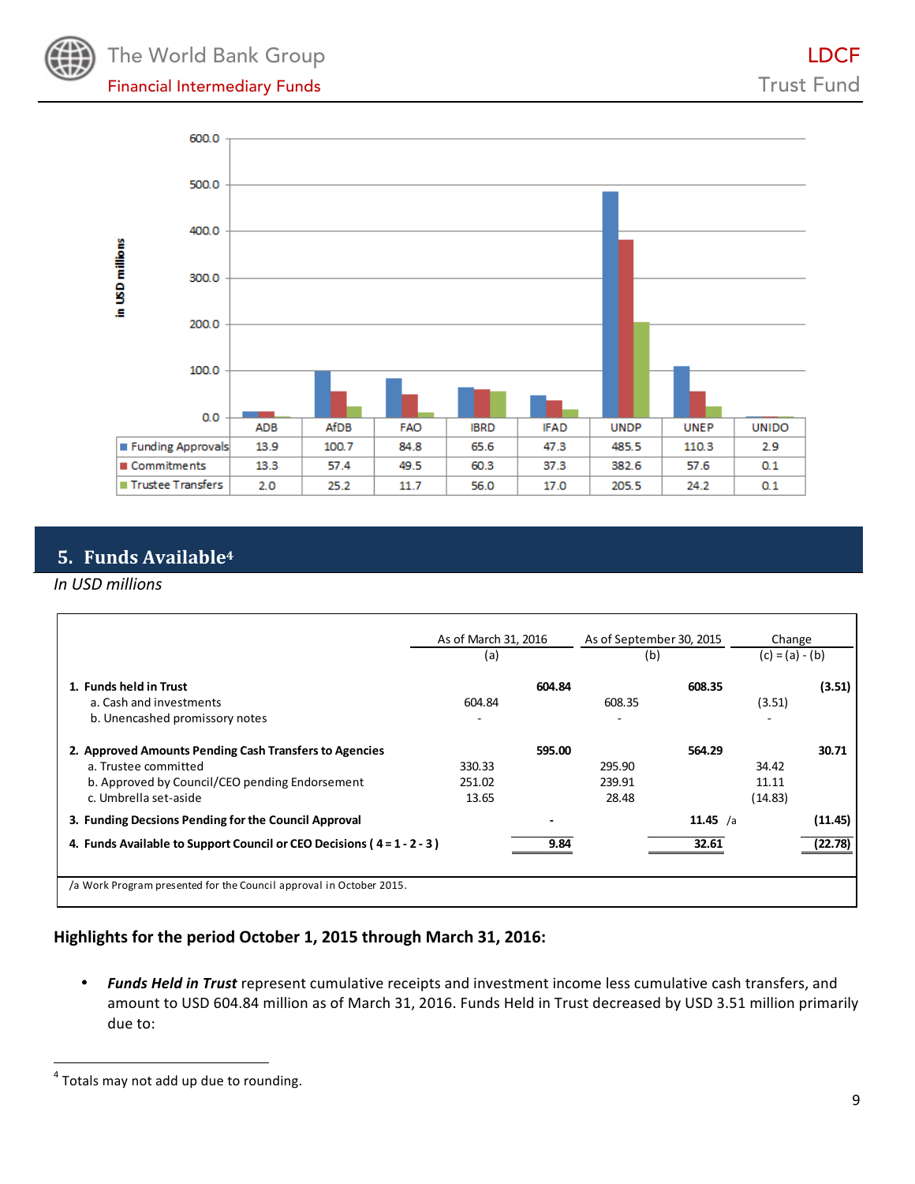|  | ADB | AfDB | FAO | IBRD | IFAD | UNDP | UNEP | UNIDO |
|---|---|---|---|---|---|---|---|---|
| Funding Approvals | 13.9 | 100.7 | 84.8 | 65.6 | 47.3 | 485.5 | 110.3 | 2.9 |
| Commitments | 13.3 | 57.4 | 49.5 | 60.3 | 37.3 | 382.6 | 57.6 | 0.1 |
| Trustee Transfers | 2.0 | 25.2 | 11.7 | 56.0 | 17.0 | 205.5 | 24.2 | 0.1 |

in USD millions

## 5. Funds Available[4]

*In USD millions*

|  | As of March 31, 2016 (a) | | As of September 30, 2015 (b) | | Change (c) = (a) - (b) | |
|---|---|---|---|---|---|---|
| **1. Funds held in Trust** | | **604.84** | | **608.35** | | **(3.51)** |
| a. Cash and investments | 604.84 | | 608.35 | | (3.51) | |
| b. Uncenashed promissory notes | - | | - | | - | |
| **2. Approved Amounts Pending Cash Transfers to Agencies** | | **595.00** | | **564.29** | | **30.71** |
| a. Trustee committed | 330.33 | | 295.90 | | 34.42 | |
| b. Approved by Council/CEO pending Endorsement | 251.02 | | 239.91 | | 11.11 | |
| c. Umbrella set-aside | 13.65 | | 28.48 | | (14.83) | |
| **3. Funding Decsions Pending for the Council Approval** | | **-** | | **11.45** /a | | **(11.45)** |
| **4. Funds Available to Support Council or CEO Decisions ( 4 = 1 - 2 - 3 )** | | **9.84** | | **32.61** | | **(22.78)** |

/a Work Program presented for the Council approval in October 2015.

### Highlights for the period October 1, 2015 through March 31, 2016:

- ***Funds Held in Trust*** represent cumulative receipts and investment income less cumulative cash transfers, and amount to USD 604.84 million as of March 31, 2016. Funds Held in Trust decreased by USD 3.51 million primarily due to:

[4] Totals may not add up due to rounding.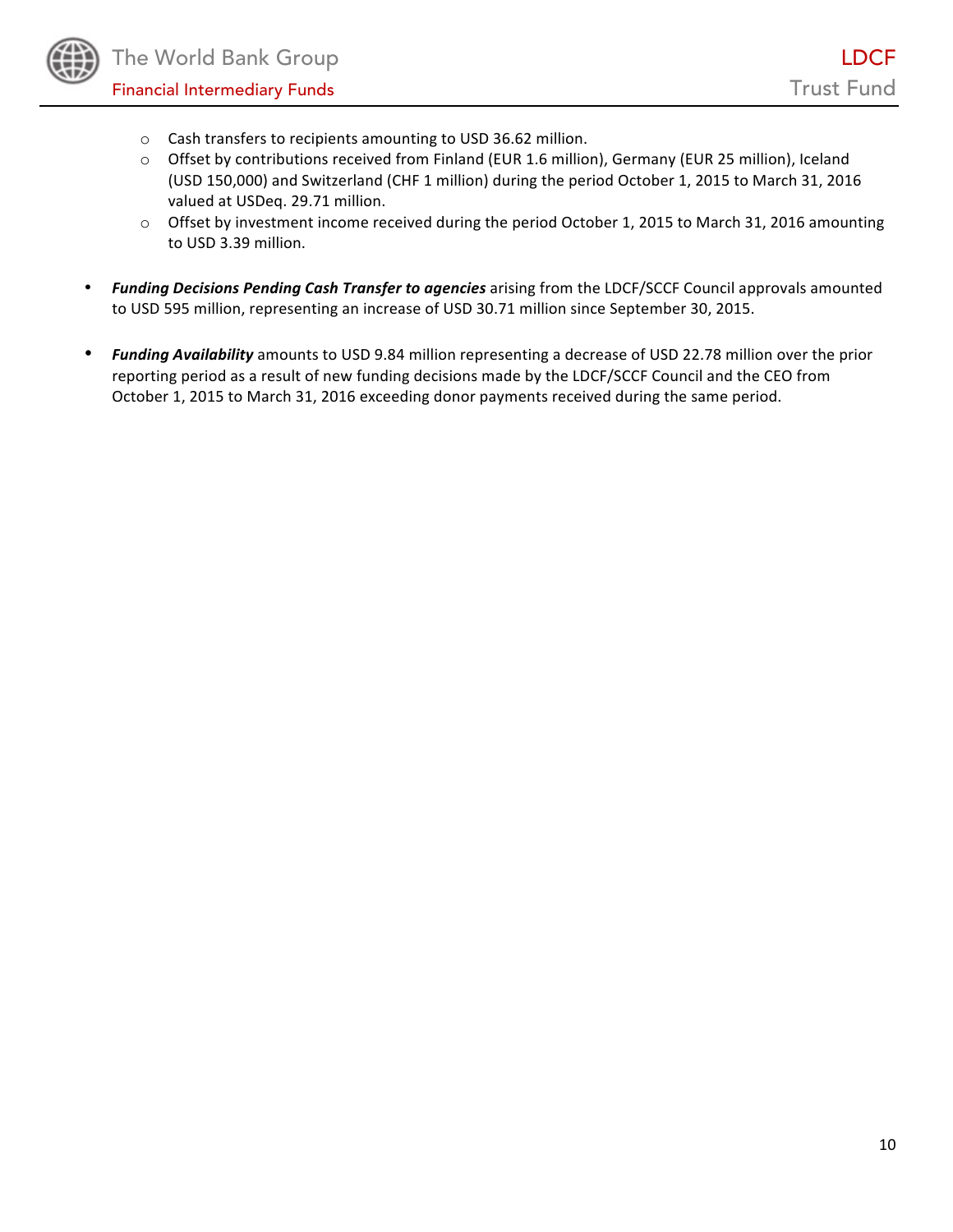- Cash transfers to recipients amounting to USD 36.62 million.
  - Offset by contributions received from Finland (EUR 1.6 million), Germany (EUR 25 million), Iceland (USD 150,000) and Switzerland (CHF 1 million) during the period October 1, 2015 to March 31, 2016 valued at USDeq. 29.71 million.
  - Offset by investment income received during the period October 1, 2015 to March 31, 2016 amounting to USD 3.39 million.

- ***Funding Decisions Pending Cash Transfer to agencies*** arising from the LDCF/SCCF Council approvals amounted to USD 595 million, representing an increase of USD 30.71 million since September 30, 2015.

- ***Funding Availability*** amounts to USD 9.84 million representing a decrease of USD 22.78 million over the prior reporting period as a result of new funding decisions made by the LDCF/SCCF Council and the CEO from October 1, 2015 to March 31, 2016 exceeding donor payments received during the same period.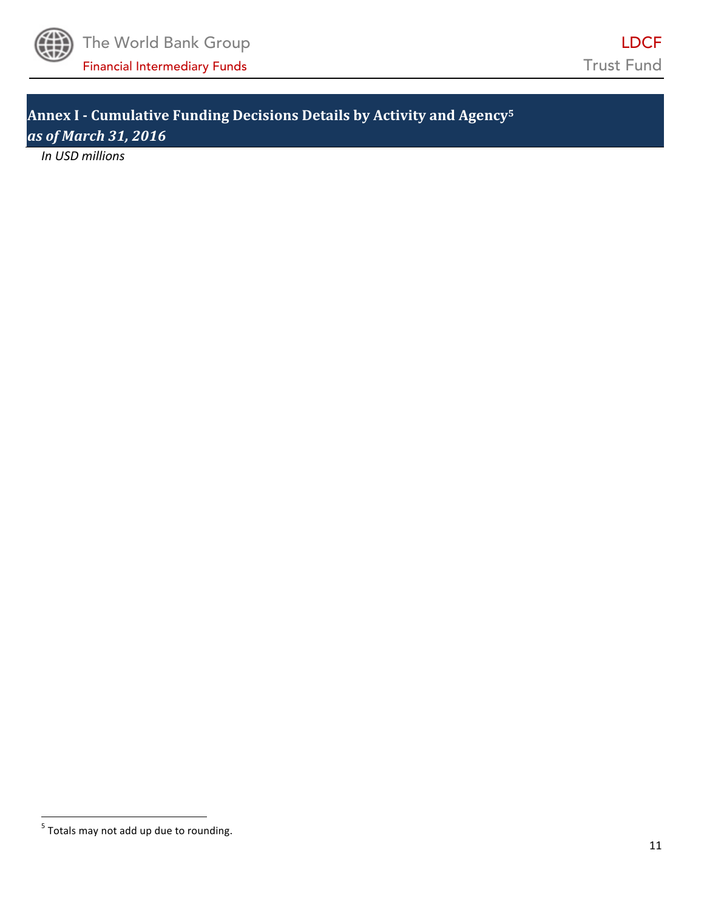## Annex I - Cumulative Funding Decisions Details by Activity and Agency[5]

***as of March 31, 2016***

*In USD millions*

[5] Totals may not add up due to rounding.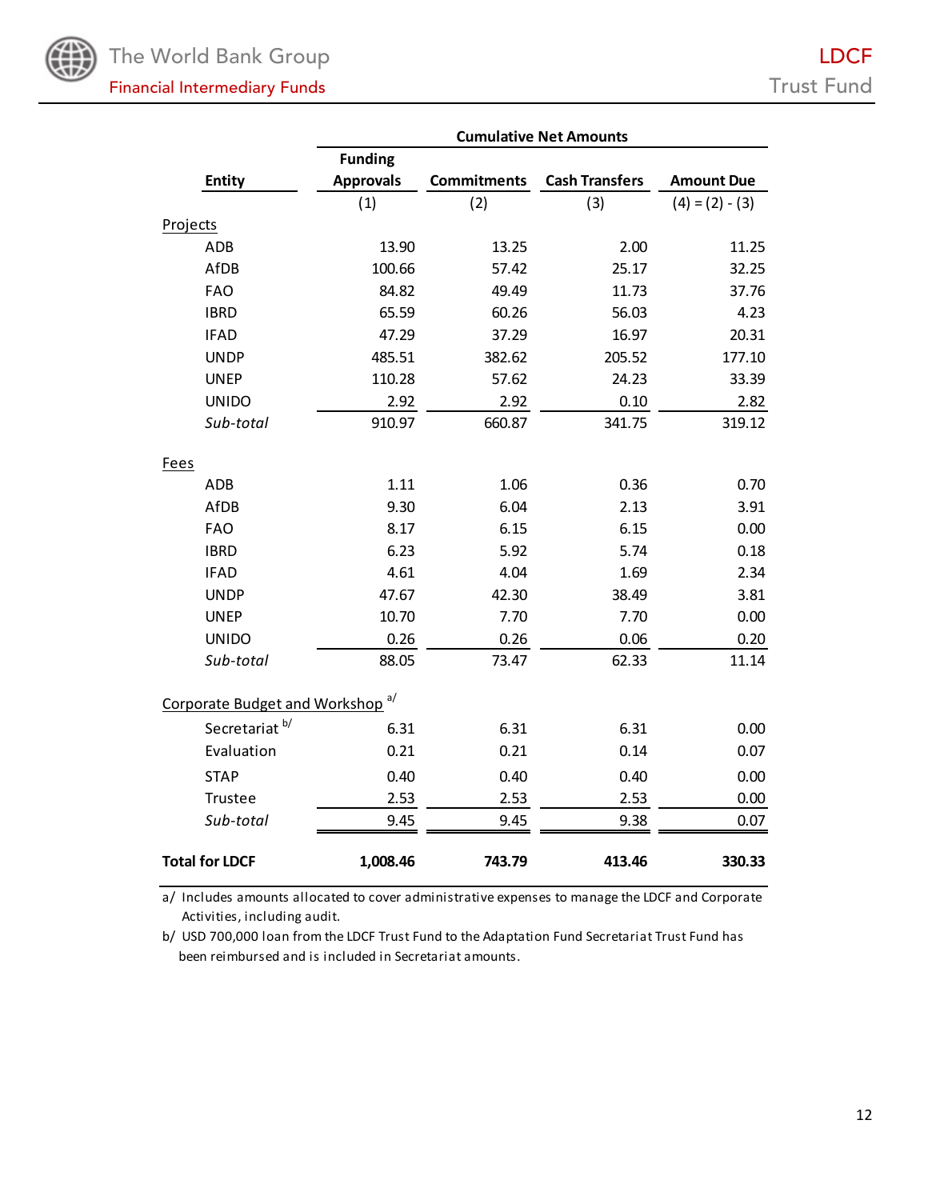| Entity | Cumulative Net Amounts | | | |
|---|---|---|---|---|
| | Funding Approvals | Commitments | Cash Transfers | Amount Due |
| | (1) | (2) | (3) | (4) = (2) - (3) |
| Projects | | | | |
| ADB | 13.90 | 13.25 | 2.00 | 11.25 |
| AfDB | 100.66 | 57.42 | 25.17 | 32.25 |
| FAO | 84.82 | 49.49 | 11.73 | 37.76 |
| IBRD | 65.59 | 60.26 | 56.03 | 4.23 |
| IFAD | 47.29 | 37.29 | 16.97 | 20.31 |
| UNDP | 485.51 | 382.62 | 205.52 | 177.10 |
| UNEP | 110.28 | 57.62 | 24.23 | 33.39 |
| UNIDO | 2.92 | 2.92 | 0.10 | 2.82 |
| *Sub-total* | 910.97 | 660.87 | 341.75 | 319.12 |
| Fees | | | | |
| ADB | 1.11 | 1.06 | 0.36 | 0.70 |
| AfDB | 9.30 | 6.04 | 2.13 | 3.91 |
| FAO | 8.17 | 6.15 | 6.15 | 0.00 |
| IBRD | 6.23 | 5.92 | 5.74 | 0.18 |
| IFAD | 4.61 | 4.04 | 1.69 | 2.34 |
| UNDP | 47.67 | 42.30 | 38.49 | 3.81 |
| UNEP | 10.70 | 7.70 | 7.70 | 0.00 |
| UNIDO | 0.26 | 0.26 | 0.06 | 0.20 |
| *Sub-total* | 88.05 | 73.47 | 62.33 | 11.14 |
| Corporate Budget and Workshop [a/] | | | | |
| Secretariat [b/] | 6.31 | 6.31 | 6.31 | 0.00 |
| Evaluation | 0.21 | 0.21 | 0.14 | 0.07 |
| STAP | 0.40 | 0.40 | 0.40 | 0.00 |
| Trustee | 2.53 | 2.53 | 2.53 | 0.00 |
| *Sub-total* | 9.45 | 9.45 | 9.38 | 0.07 |
| **Total for LDCF** | **1,008.46** | **743.79** | **413.46** | **330.33** |

a/ Includes amounts allocated to cover administrative expenses to manage the LDCF and Corporate Activities, including audit.

b/ USD 700,000 loan from the LDCF Trust Fund to the Adaptation Fund Secretariat Trust Fund has been reimbursed and is included in Secretariat amounts.